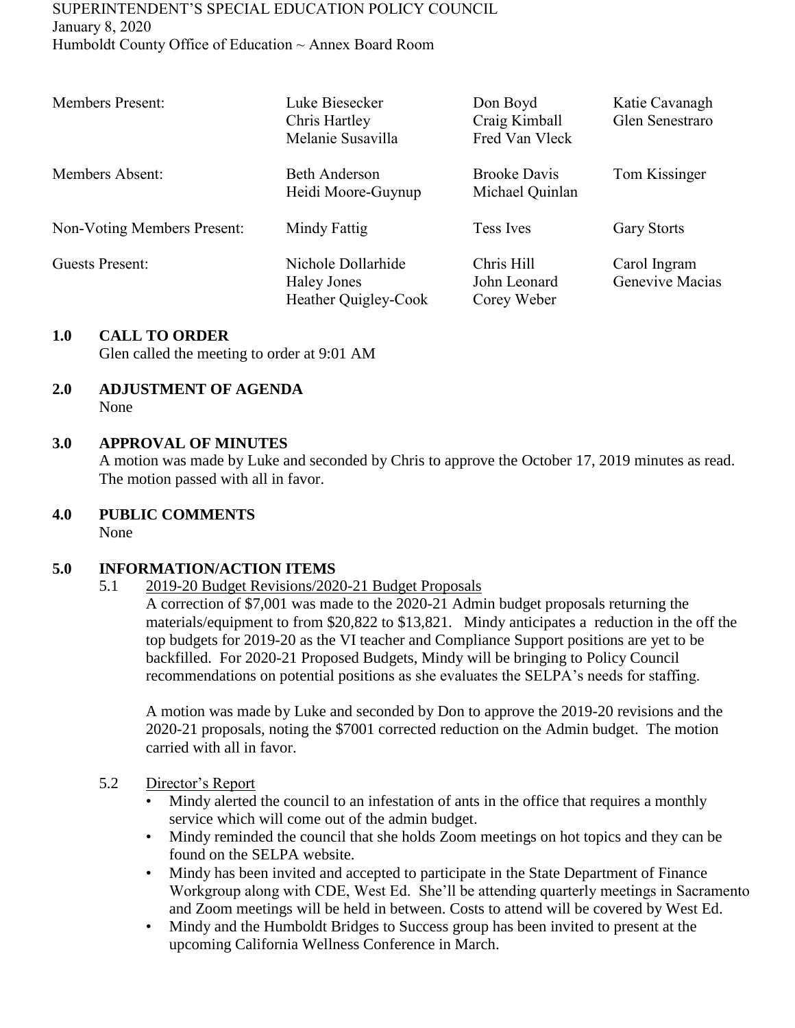SUPERINTENDENT'S SPECIAL EDUCATION POLICY COUNCIL
January 8, 2020
Humboldt County Office of Education ~ Annex Board Room

| | | | |
|---|---|---|---|
| Members Present: | Luke Biesecker<br>Chris Hartley<br>Melanie Susavilla | Don Boyd<br>Craig Kimball<br>Fred Van Vleck | Katie Cavanagh<br>Glen Senestraro |
| Members Absent: | Beth Anderson<br>Heidi Moore-Guynup | Brooke Davis<br>Michael Quinlan | Tom Kissinger |
| Non-Voting Members Present: | Mindy Fattig | Tess Ives | Gary Storts |
| Guests Present: | Nichole Dollarhide<br>Haley Jones<br>Heather Quigley-Cook | Chris Hill<br>John Leonard<br>Corey Weber | Carol Ingram<br>Genevive Macias |

## 1.0 CALL TO ORDER

Glen called the meeting to order at 9:01 AM

## 2.0 ADJUSTMENT OF AGENDA

None

## 3.0 APPROVAL OF MINUTES

A motion was made by Luke and seconded by Chris to approve the October 17, 2019 minutes as read. The motion passed with all in favor.

## 4.0 PUBLIC COMMENTS

None

## 5.0 INFORMATION/ACTION ITEMS

5.1 2019-20 Budget Revisions/2020-21 Budget Proposals

A correction of $7,001 was made to the 2020-21 Admin budget proposals returning the materials/equipment to from $20,822 to $13,821. Mindy anticipates a reduction in the off the top budgets for 2019-20 as the VI teacher and Compliance Support positions are yet to be backfilled. For 2020-21 Proposed Budgets, Mindy will be bringing to Policy Council recommendations on potential positions as she evaluates the SELPA's needs for staffing.

A motion was made by Luke and seconded by Don to approve the 2019-20 revisions and the 2020-21 proposals, noting the $7001 corrected reduction on the Admin budget. The motion carried with all in favor.

5.2 Director's Report

- Mindy alerted the council to an infestation of ants in the office that requires a monthly service which will come out of the admin budget.
- Mindy reminded the council that she holds Zoom meetings on hot topics and they can be found on the SELPA website.
- Mindy has been invited and accepted to participate in the State Department of Finance Workgroup along with CDE, West Ed. She'll be attending quarterly meetings in Sacramento and Zoom meetings will be held in between. Costs to attend will be covered by West Ed.
- Mindy and the Humboldt Bridges to Success group has been invited to present at the upcoming California Wellness Conference in March.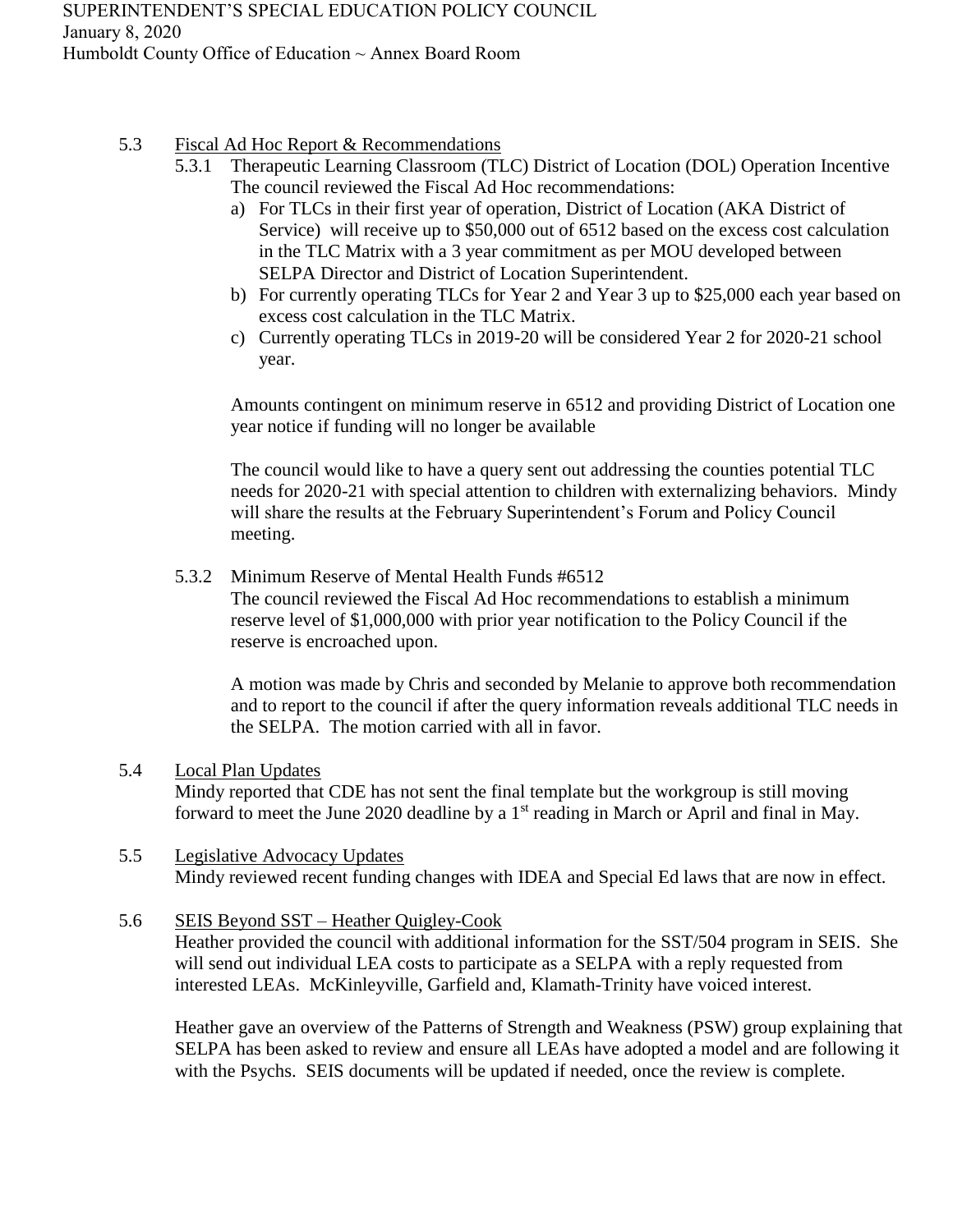5.3 Fiscal Ad Hoc Report & Recommendations

5.3.1 Therapeutic Learning Classroom (TLC) District of Location (DOL) Operation Incentive

The council reviewed the Fiscal Ad Hoc recommendations:

a) For TLCs in their first year of operation, District of Location (AKA District of Service) will receive up to $50,000 out of 6512 based on the excess cost calculation in the TLC Matrix with a 3 year commitment as per MOU developed between SELPA Director and District of Location Superintendent.
b) For currently operating TLCs for Year 2 and Year 3 up to $25,000 each year based on excess cost calculation in the TLC Matrix.
c) Currently operating TLCs in 2019-20 will be considered Year 2 for 2020-21 school year.

Amounts contingent on minimum reserve in 6512 and providing District of Location one year notice if funding will no longer be available

The council would like to have a query sent out addressing the counties potential TLC needs for 2020-21 with special attention to children with externalizing behaviors. Mindy will share the results at the February Superintendent's Forum and Policy Council meeting.

5.3.2 Minimum Reserve of Mental Health Funds #6512

The council reviewed the Fiscal Ad Hoc recommendations to establish a minimum reserve level of $1,000,000 with prior year notification to the Policy Council if the reserve is encroached upon.

A motion was made by Chris and seconded by Melanie to approve both recommendation and to report to the council if after the query information reveals additional TLC needs in the SELPA. The motion carried with all in favor.

5.4 Local Plan Updates

Mindy reported that CDE has not sent the final template but the workgroup is still moving forward to meet the June 2020 deadline by a 1st reading in March or April and final in May.

5.5 Legislative Advocacy Updates

Mindy reviewed recent funding changes with IDEA and Special Ed laws that are now in effect.

5.6 SEIS Beyond SST – Heather Quigley-Cook

Heather provided the council with additional information for the SST/504 program in SEIS. She will send out individual LEA costs to participate as a SELPA with a reply requested from interested LEAs. McKinleyville, Garfield and, Klamath-Trinity have voiced interest.

Heather gave an overview of the Patterns of Strength and Weakness (PSW) group explaining that SELPA has been asked to review and ensure all LEAs have adopted a model and are following it with the Psychs. SEIS documents will be updated if needed, once the review is complete.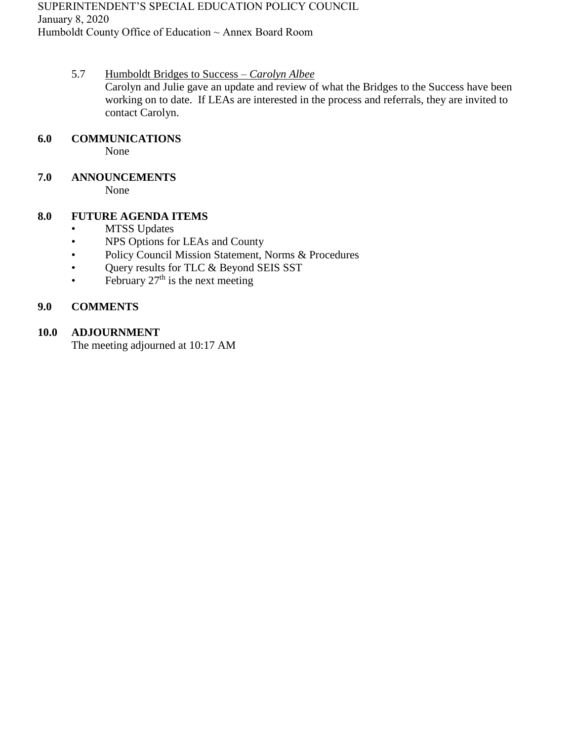5.7 Humboldt Bridges to Success – *Carolyn Albee*

Carolyn and Julie gave an update and review of what the Bridges to the Success have been working on to date. If LEAs are interested in the process and referrals, they are invited to contact Carolyn.

## 6.0 COMMUNICATIONS

None

## 7.0 ANNOUNCEMENTS

None

## 8.0 FUTURE AGENDA ITEMS

- MTSS Updates
- NPS Options for LEAs and County
- Policy Council Mission Statement, Norms & Procedures
- Query results for TLC & Beyond SEIS SST
- February 27th is the next meeting

## 9.0 COMMENTS

## 10.0 ADJOURNMENT

The meeting adjourned at 10:17 AM